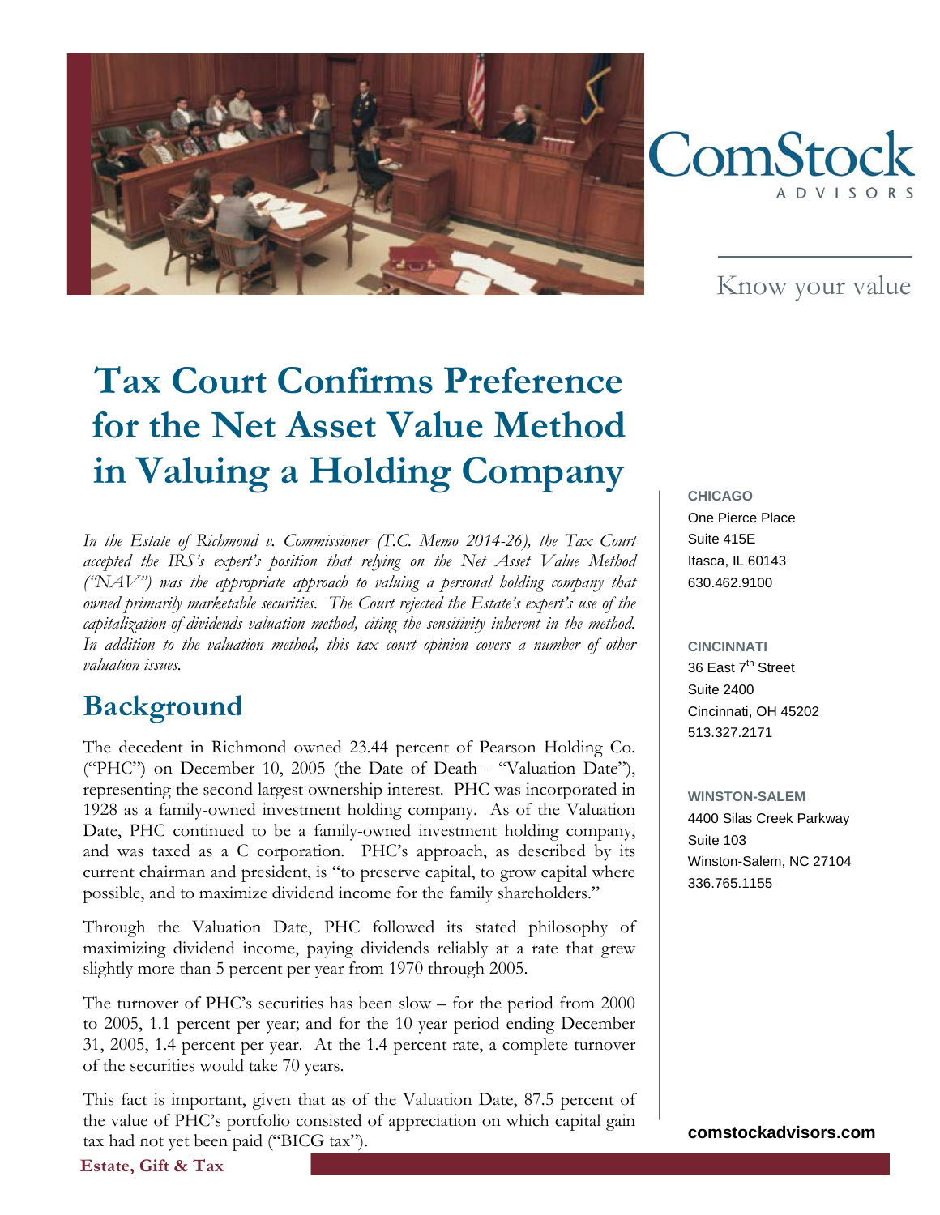ComStock

ADVISORS

Know your value

# Tax Court Confirms Preference for the Net Asset Value Method in Valuing a Holding Company

*In the Estate of Richmond v. Commissioner (T.C. Memo 2014-26), the Tax Court accepted the IRS's expert's position that relying on the Net Asset Value Method ("NAV") was the appropriate approach to valuing a personal holding company that owned primarily marketable securities. The Court rejected the Estate's expert's use of the capitalization-of-dividends valuation method, citing the sensitivity inherent in the method. In addition to the valuation method, this tax court opinion covers a number of other valuation issues.*

## Background

The decedent in Richmond owned 23.44 percent of Pearson Holding Co. ("PHC") on December 10, 2005 (the Date of Death - "Valuation Date"), representing the second largest ownership interest. PHC was incorporated in 1928 as a family-owned investment holding company. As of the Valuation Date, PHC continued to be a family-owned investment holding company, and was taxed as a C corporation. PHC's approach, as described by its current chairman and president, is "to preserve capital, to grow capital where possible, and to maximize dividend income for the family shareholders."

Through the Valuation Date, PHC followed its stated philosophy of maximizing dividend income, paying dividends reliably at a rate that grew slightly more than 5 percent per year from 1970 through 2005.

The turnover of PHC's securities has been slow – for the period from 2000 to 2005, 1.1 percent per year; and for the 10-year period ending December 31, 2005, 1.4 percent per year. At the 1.4 percent rate, a complete turnover of the securities would take 70 years.

This fact is important, given that as of the Valuation Date, 87.5 percent of the value of PHC's portfolio consisted of appreciation on which capital gain tax had not yet been paid ("BICG tax").

**CHICAGO**
One Pierce Place
Suite 415E
Itasca, IL 60143
630.462.9100

**CINCINNATI**
36 East 7th Street
Suite 2400
Cincinnati, OH 45202
513.327.2171

**WINSTON-SALEM**
4400 Silas Creek Parkway
Suite 103
Winston-Salem, NC 27104
336.765.1155

**comstockadvisors.com**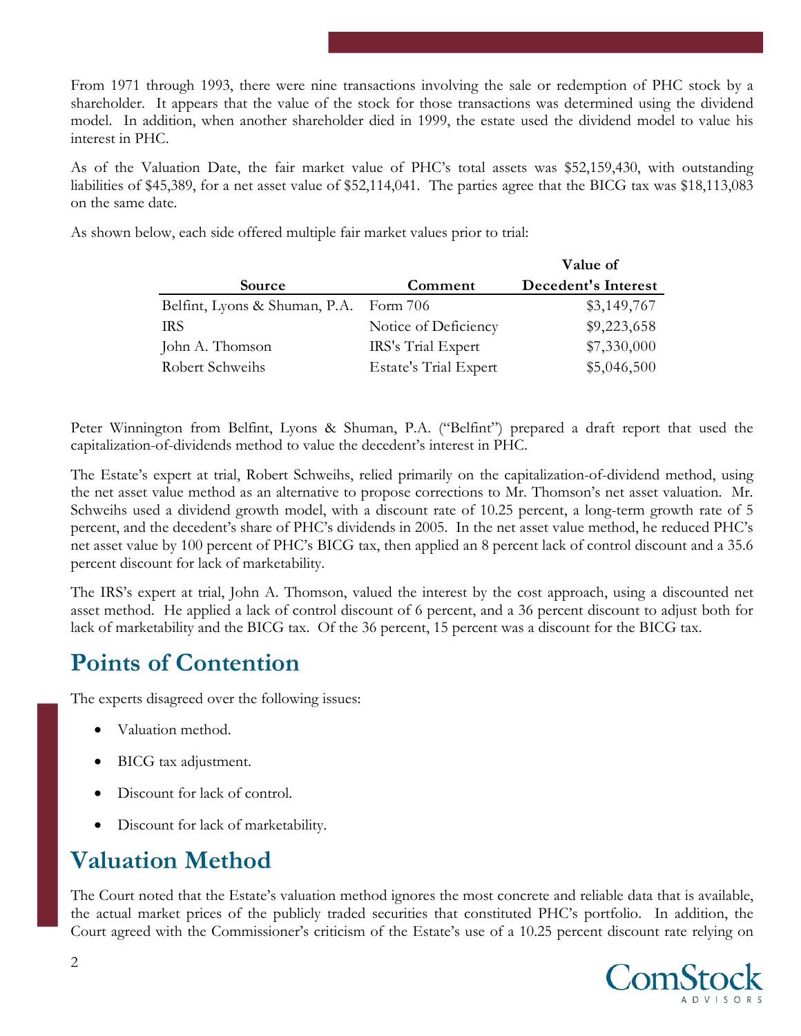From 1971 through 1993, there were nine transactions involving the sale or redemption of PHC stock by a shareholder. It appears that the value of the stock for those transactions was determined using the dividend model. In addition, when another shareholder died in 1999, the estate used the dividend model to value his interest in PHC.

As of the Valuation Date, the fair market value of PHC's total assets was $52,159,430, with outstanding liabilities of $45,389, for a net asset value of $52,114,041. The parties agree that the BICG tax was $18,113,083 on the same date.

As shown below, each side offered multiple fair market values prior to trial:

| Source | Comment | Value of Decedent's Interest |
|---|---|---|
| Belfint, Lyons & Shuman, P.A. | Form 706 | $3,149,767 |
| IRS | Notice of Deficiency | $9,223,658 |
| John A. Thomson | IRS's Trial Expert | $7,330,000 |
| Robert Schweihs | Estate's Trial Expert | $5,046,500 |

Peter Winnington from Belfint, Lyons & Shuman, P.A. ("Belfint") prepared a draft report that used the capitalization-of-dividends method to value the decedent's interest in PHC.

The Estate's expert at trial, Robert Schweihs, relied primarily on the capitalization-of-dividend method, using the net asset value method as an alternative to propose corrections to Mr. Thomson's net asset valuation. Mr. Schweihs used a dividend growth model, with a discount rate of 10.25 percent, a long-term growth rate of 5 percent, and the decedent's share of PHC's dividends in 2005. In the net asset value method, he reduced PHC's net asset value by 100 percent of PHC's BICG tax, then applied an 8 percent lack of control discount and a 35.6 percent discount for lack of marketability.

The IRS's expert at trial, John A. Thomson, valued the interest by the cost approach, using a discounted net asset method. He applied a lack of control discount of 6 percent, and a 36 percent discount to adjust both for lack of marketability and the BICG tax. Of the 36 percent, 15 percent was a discount for the BICG tax.

## Points of Contention

The experts disagreed over the following issues:

- Valuation method.
- BICG tax adjustment.
- Discount for lack of control.
- Discount for lack of marketability.

## Valuation Method

The Court noted that the Estate's valuation method ignores the most concrete and reliable data that is available, the actual market prices of the publicly traded securities that constituted PHC's portfolio. In addition, the Court agreed with the Commissioner's criticism of the Estate's use of a 10.25 percent discount rate relying on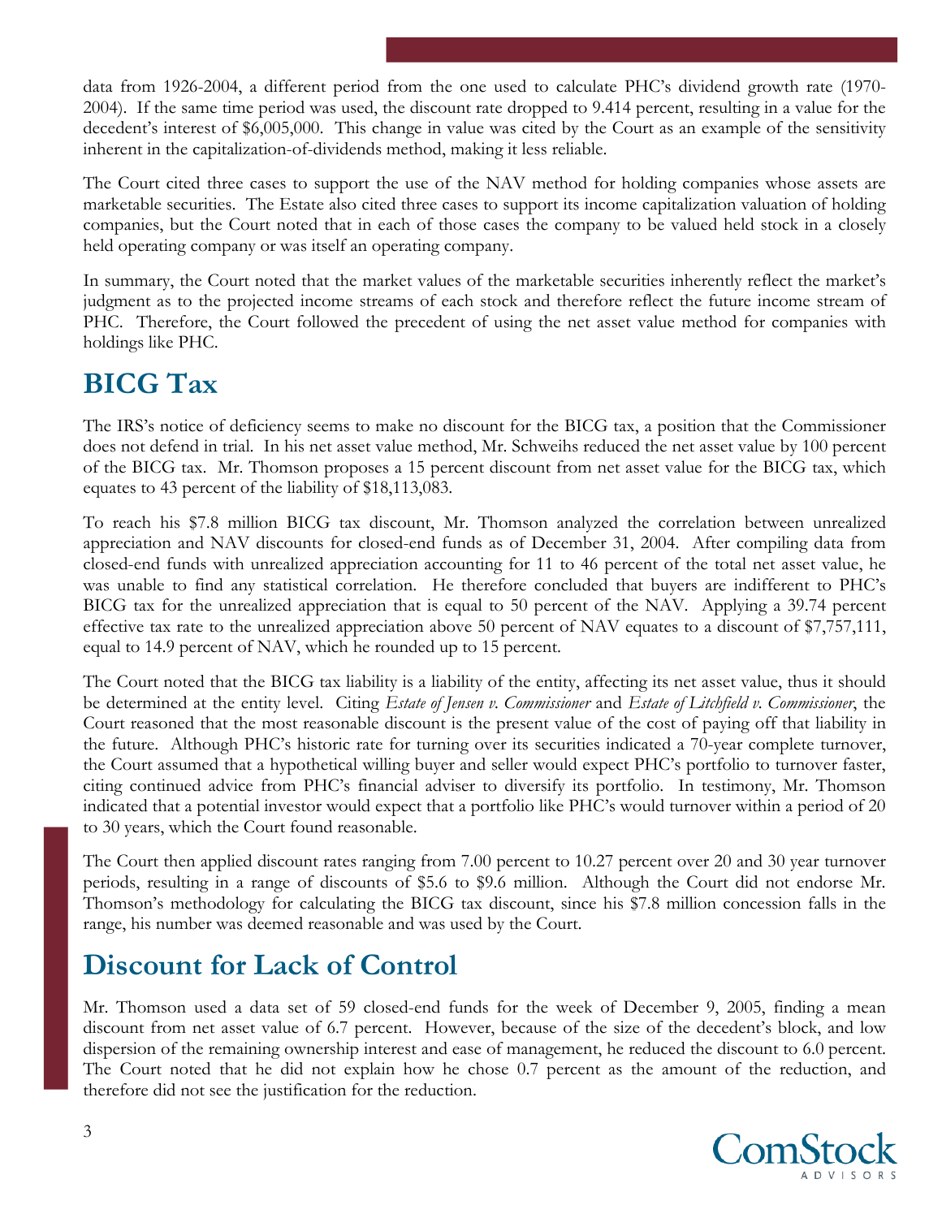data from 1926-2004, a different period from the one used to calculate PHC's dividend growth rate (1970-2004). If the same time period was used, the discount rate dropped to 9.414 percent, resulting in a value for the decedent's interest of $6,005,000. This change in value was cited by the Court as an example of the sensitivity inherent in the capitalization-of-dividends method, making it less reliable.

The Court cited three cases to support the use of the NAV method for holding companies whose assets are marketable securities. The Estate also cited three cases to support its income capitalization valuation of holding companies, but the Court noted that in each of those cases the company to be valued held stock in a closely held operating company or was itself an operating company.

In summary, the Court noted that the market values of the marketable securities inherently reflect the market's judgment as to the projected income streams of each stock and therefore reflect the future income stream of PHC. Therefore, the Court followed the precedent of using the net asset value method for companies with holdings like PHC.

## BICG Tax

The IRS's notice of deficiency seems to make no discount for the BICG tax, a position that the Commissioner does not defend in trial. In his net asset value method, Mr. Schweihs reduced the net asset value by 100 percent of the BICG tax. Mr. Thomson proposes a 15 percent discount from net asset value for the BICG tax, which equates to 43 percent of the liability of $18,113,083.

To reach his $7.8 million BICG tax discount, Mr. Thomson analyzed the correlation between unrealized appreciation and NAV discounts for closed-end funds as of December 31, 2004. After compiling data from closed-end funds with unrealized appreciation accounting for 11 to 46 percent of the total net asset value, he was unable to find any statistical correlation. He therefore concluded that buyers are indifferent to PHC's BICG tax for the unrealized appreciation that is equal to 50 percent of the NAV. Applying a 39.74 percent effective tax rate to the unrealized appreciation above 50 percent of NAV equates to a discount of $7,757,111, equal to 14.9 percent of NAV, which he rounded up to 15 percent.

The Court noted that the BICG tax liability is a liability of the entity, affecting its net asset value, thus it should be determined at the entity level. Citing *Estate of Jensen v. Commissioner* and *Estate of Litchfield v. Commissioner*, the Court reasoned that the most reasonable discount is the present value of the cost of paying off that liability in the future. Although PHC's historic rate for turning over its securities indicated a 70-year complete turnover, the Court assumed that a hypothetical willing buyer and seller would expect PHC's portfolio to turnover faster, citing continued advice from PHC's financial adviser to diversify its portfolio. In testimony, Mr. Thomson indicated that a potential investor would expect that a portfolio like PHC's would turnover within a period of 20 to 30 years, which the Court found reasonable.

The Court then applied discount rates ranging from 7.00 percent to 10.27 percent over 20 and 30 year turnover periods, resulting in a range of discounts of $5.6 to $9.6 million. Although the Court did not endorse Mr. Thomson's methodology for calculating the BICG tax discount, since his $7.8 million concession falls in the range, his number was deemed reasonable and was used by the Court.

## Discount for Lack of Control

Mr. Thomson used a data set of 59 closed-end funds for the week of December 9, 2005, finding a mean discount from net asset value of 6.7 percent. However, because of the size of the decedent's block, and low dispersion of the remaining ownership interest and ease of management, he reduced the discount to 6.0 percent. The Court noted that he did not explain how he chose 0.7 percent as the amount of the reduction, and therefore did not see the justification for the reduction.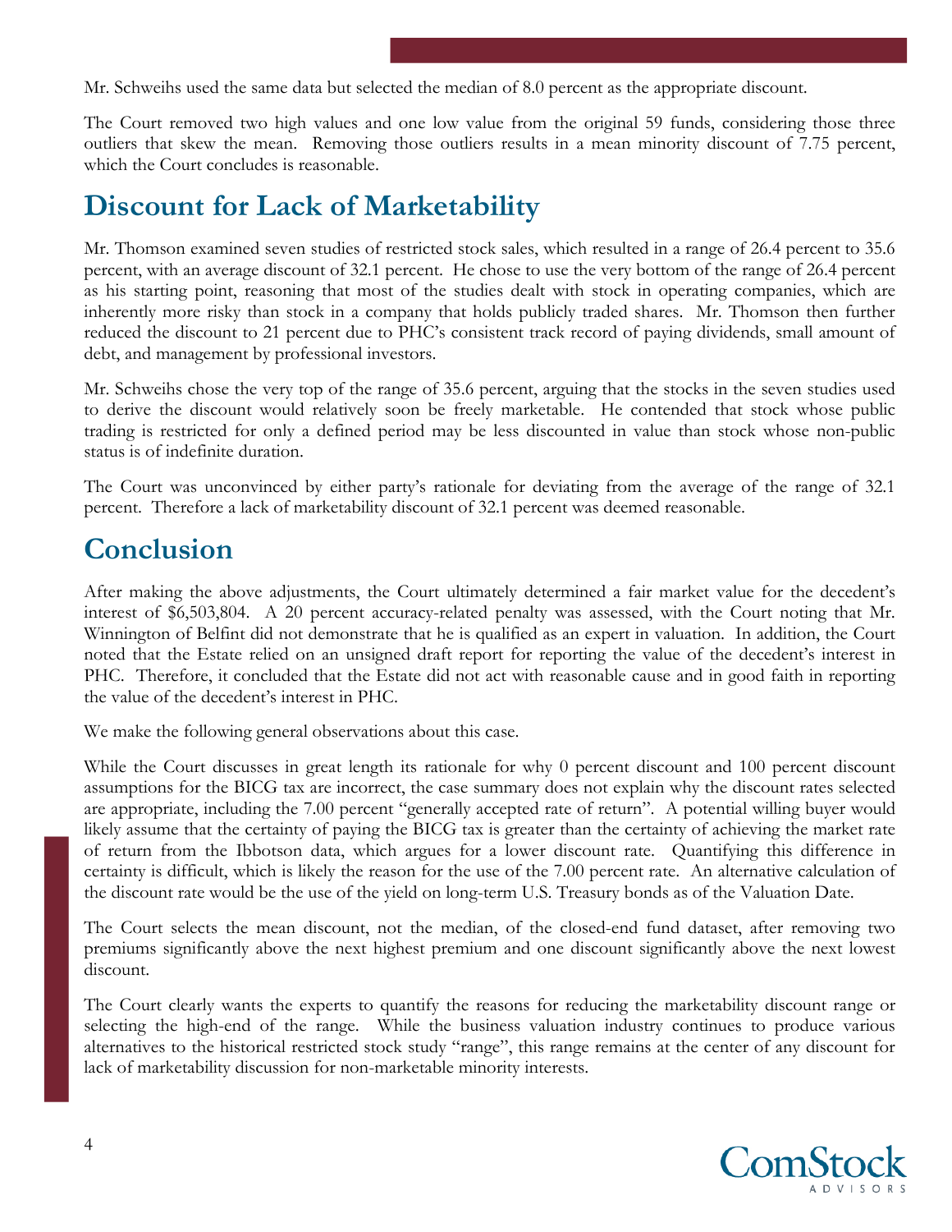Mr. Schweihs used the same data but selected the median of 8.0 percent as the appropriate discount.

The Court removed two high values and one low value from the original 59 funds, considering those three outliers that skew the mean. Removing those outliers results in a mean minority discount of 7.75 percent, which the Court concludes is reasonable.

## Discount for Lack of Marketability

Mr. Thomson examined seven studies of restricted stock sales, which resulted in a range of 26.4 percent to 35.6 percent, with an average discount of 32.1 percent. He chose to use the very bottom of the range of 26.4 percent as his starting point, reasoning that most of the studies dealt with stock in operating companies, which are inherently more risky than stock in a company that holds publicly traded shares. Mr. Thomson then further reduced the discount to 21 percent due to PHC's consistent track record of paying dividends, small amount of debt, and management by professional investors.

Mr. Schweihs chose the very top of the range of 35.6 percent, arguing that the stocks in the seven studies used to derive the discount would relatively soon be freely marketable. He contended that stock whose public trading is restricted for only a defined period may be less discounted in value than stock whose non-public status is of indefinite duration.

The Court was unconvinced by either party's rationale for deviating from the average of the range of 32.1 percent. Therefore a lack of marketability discount of 32.1 percent was deemed reasonable.

## Conclusion

After making the above adjustments, the Court ultimately determined a fair market value for the decedent's interest of $6,503,804. A 20 percent accuracy-related penalty was assessed, with the Court noting that Mr. Winnington of Belfint did not demonstrate that he is qualified as an expert in valuation. In addition, the Court noted that the Estate relied on an unsigned draft report for reporting the value of the decedent's interest in PHC. Therefore, it concluded that the Estate did not act with reasonable cause and in good faith in reporting the value of the decedent's interest in PHC.

We make the following general observations about this case.

While the Court discusses in great length its rationale for why 0 percent discount and 100 percent discount assumptions for the BICG tax are incorrect, the case summary does not explain why the discount rates selected are appropriate, including the 7.00 percent "generally accepted rate of return". A potential willing buyer would likely assume that the certainty of paying the BICG tax is greater than the certainty of achieving the market rate of return from the Ibbotson data, which argues for a lower discount rate. Quantifying this difference in certainty is difficult, which is likely the reason for the use of the 7.00 percent rate. An alternative calculation of the discount rate would be the use of the yield on long-term U.S. Treasury bonds as of the Valuation Date.

The Court selects the mean discount, not the median, of the closed-end fund dataset, after removing two premiums significantly above the next highest premium and one discount significantly above the next lowest discount.

The Court clearly wants the experts to quantify the reasons for reducing the marketability discount range or selecting the high-end of the range. While the business valuation industry continues to produce various alternatives to the historical restricted stock study "range", this range remains at the center of any discount for lack of marketability discussion for non-marketable minority interests.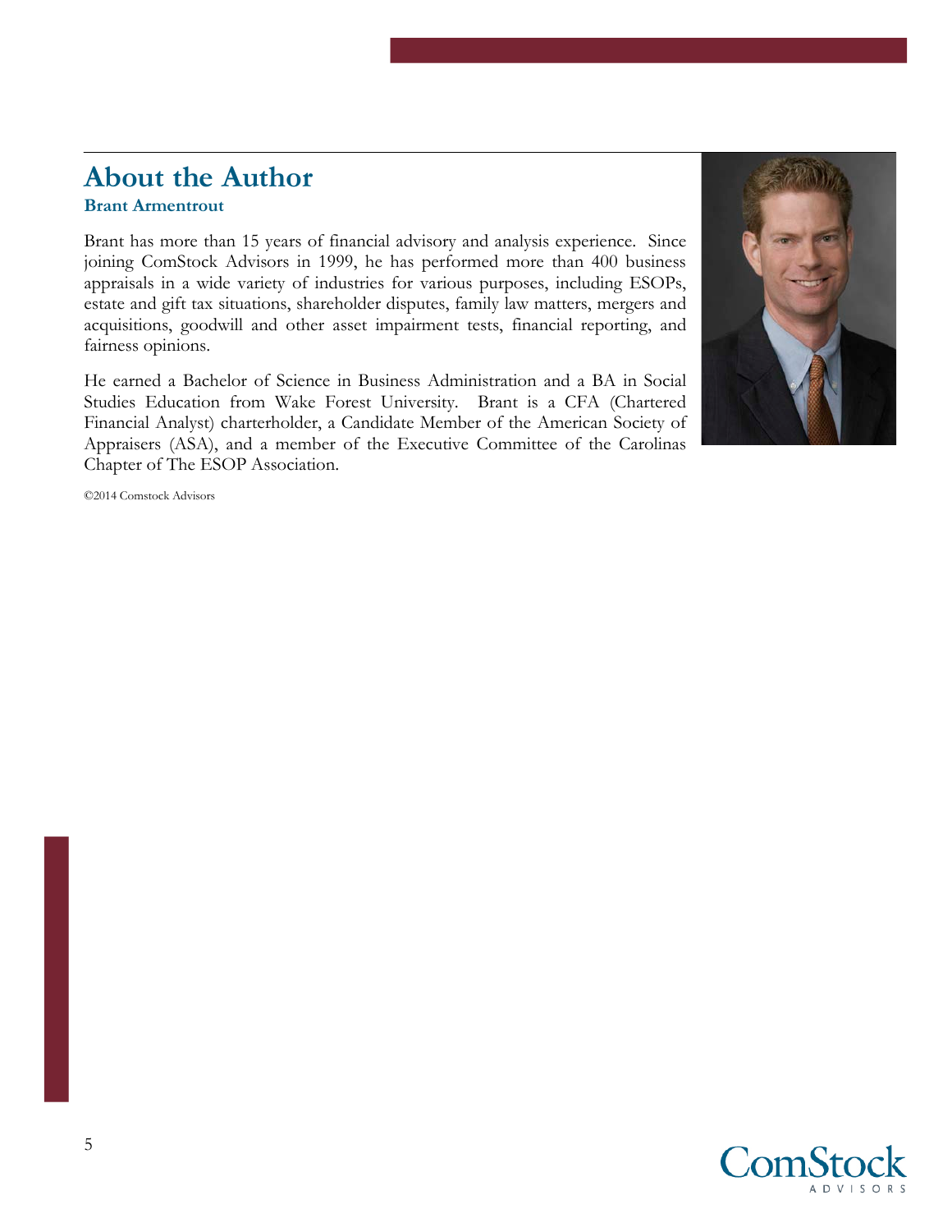## About the Author

**Brant Armentrout**

Brant has more than 15 years of financial advisory and analysis experience. Since joining ComStock Advisors in 1999, he has performed more than 400 business appraisals in a wide variety of industries for various purposes, including ESOPs, estate and gift tax situations, shareholder disputes, family law matters, mergers and acquisitions, goodwill and other asset impairment tests, financial reporting, and fairness opinions.

He earned a Bachelor of Science in Business Administration and a BA in Social Studies Education from Wake Forest University. Brant is a CFA (Chartered Financial Analyst) charterholder, a Candidate Member of the American Society of Appraisers (ASA), and a member of the Executive Committee of the Carolinas Chapter of The ESOP Association.

©2014 Comstock Advisors